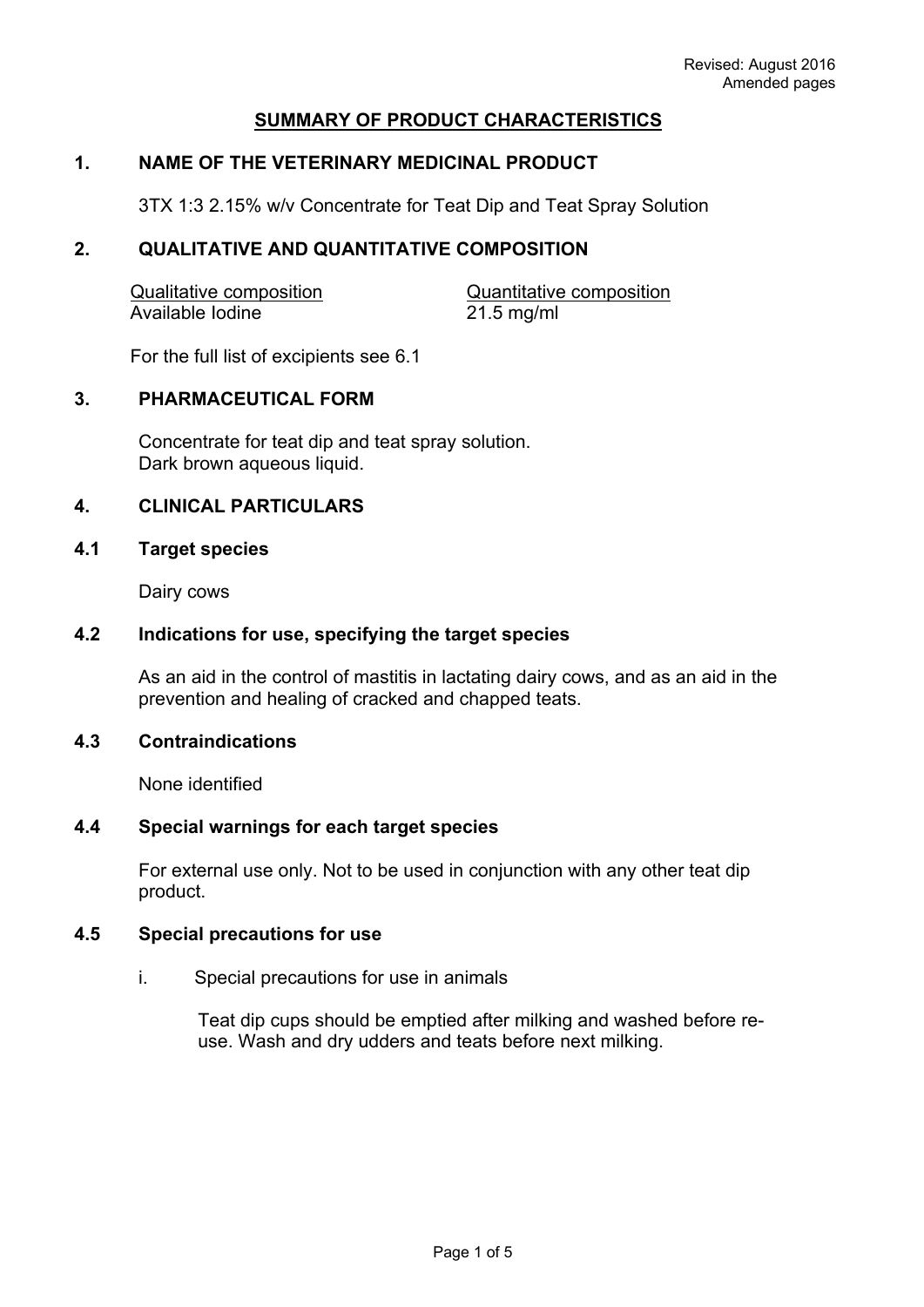Revised: August 2016
Amended pages

# SUMMARY OF PRODUCT CHARACTERISTICS

## 1. NAME OF THE VETERINARY MEDICINAL PRODUCT

3TX 1:3 2.15% w/v Concentrate for Teat Dip and Teat Spray Solution

## 2. QUALITATIVE AND QUANTITATIVE COMPOSITION

| Qualitative composition | Quantitative composition |
|---|---|
| Available Iodine | 21.5 mg/ml |

For the full list of excipients see 6.1

## 3. PHARMACEUTICAL FORM

Concentrate for teat dip and teat spray solution.
Dark brown aqueous liquid.

## 4. CLINICAL PARTICULARS

### 4.1 Target species

Dairy cows

### 4.2 Indications for use, specifying the target species

As an aid in the control of mastitis in lactating dairy cows, and as an aid in the prevention and healing of cracked and chapped teats.

### 4.3 Contraindications

None identified

### 4.4 Special warnings for each target species

For external use only. Not to be used in conjunction with any other teat dip product.

### 4.5 Special precautions for use

i. Special precautions for use in animals

Teat dip cups should be emptied after milking and washed before re-use. Wash and dry udders and teats before next milking.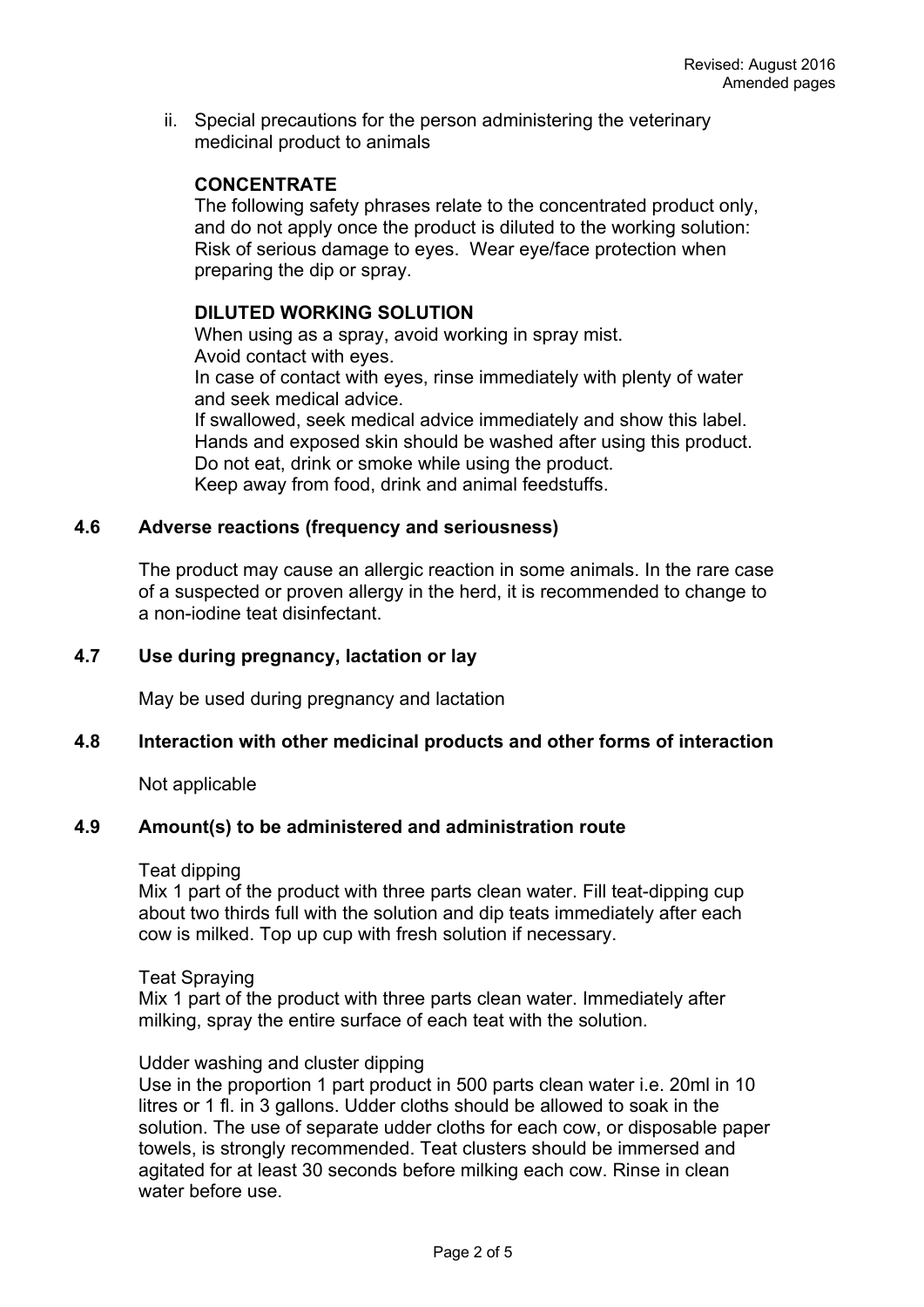ii. Special precautions for the person administering the veterinary medicinal product to animals

**CONCENTRATE**

The following safety phrases relate to the concentrated product only, and do not apply once the product is diluted to the working solution: Risk of serious damage to eyes. Wear eye/face protection when preparing the dip or spray.

**DILUTED WORKING SOLUTION**

When using as a spray, avoid working in spray mist.
Avoid contact with eyes.
In case of contact with eyes, rinse immediately with plenty of water and seek medical advice.
If swallowed, seek medical advice immediately and show this label.
Hands and exposed skin should be washed after using this product.
Do not eat, drink or smoke while using the product.
Keep away from food, drink and animal feedstuffs.

### 4.6 Adverse reactions (frequency and seriousness)

The product may cause an allergic reaction in some animals. In the rare case of a suspected or proven allergy in the herd, it is recommended to change to a non-iodine teat disinfectant.

### 4.7 Use during pregnancy, lactation or lay

May be used during pregnancy and lactation

### 4.8 Interaction with other medicinal products and other forms of interaction

Not applicable

### 4.9 Amount(s) to be administered and administration route

Teat dipping

Mix 1 part of the product with three parts clean water. Fill teat-dipping cup about two thirds full with the solution and dip teats immediately after each cow is milked. Top up cup with fresh solution if necessary.

Teat Spraying

Mix 1 part of the product with three parts clean water. Immediately after milking, spray the entire surface of each teat with the solution.

Udder washing and cluster dipping

Use in the proportion 1 part product in 500 parts clean water i.e. 20ml in 10 litres or 1 fl. in 3 gallons. Udder cloths should be allowed to soak in the solution. The use of separate udder cloths for each cow, or disposable paper towels, is strongly recommended. Teat clusters should be immersed and agitated for at least 30 seconds before milking each cow. Rinse in clean water before use.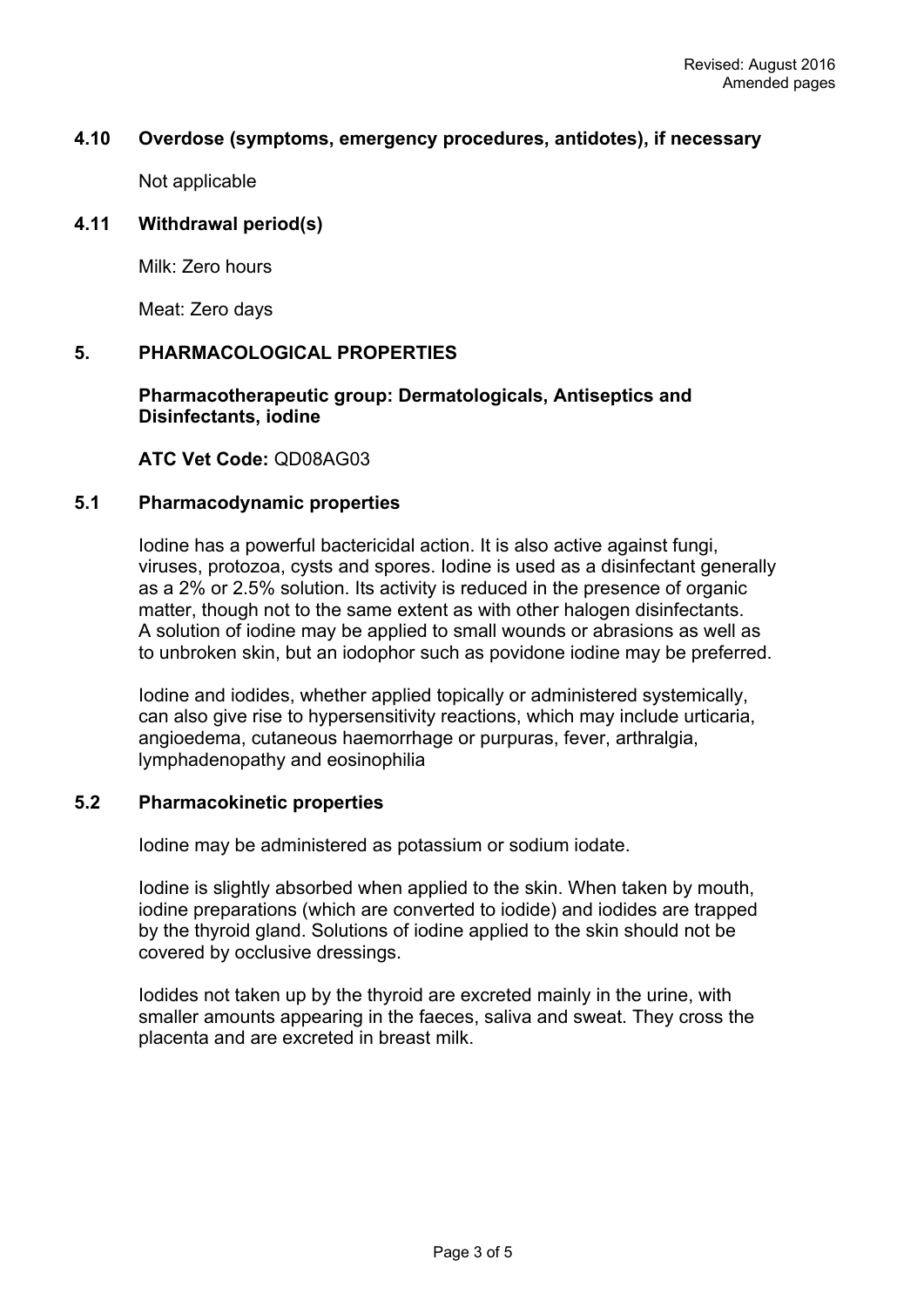### 4.10 Overdose (symptoms, emergency procedures, antidotes), if necessary

Not applicable

### 4.11 Withdrawal period(s)

Milk: Zero hours

Meat: Zero days

## 5. PHARMACOLOGICAL PROPERTIES

**Pharmacotherapeutic group: Dermatologicals, Antiseptics and Disinfectants, iodine**

**ATC Vet Code:** QD08AG03

### 5.1 Pharmacodynamic properties

Iodine has a powerful bactericidal action. It is also active against fungi, viruses, protozoa, cysts and spores. Iodine is used as a disinfectant generally as a 2% or 2.5% solution. Its activity is reduced in the presence of organic matter, though not to the same extent as with other halogen disinfectants. A solution of iodine may be applied to small wounds or abrasions as well as to unbroken skin, but an iodophor such as povidone iodine may be preferred.

Iodine and iodides, whether applied topically or administered systemically, can also give rise to hypersensitivity reactions, which may include urticaria, angioedema, cutaneous haemorrhage or purpuras, fever, arthralgia, lymphadenopathy and eosinophilia

### 5.2 Pharmacokinetic properties

Iodine may be administered as potassium or sodium iodate.

Iodine is slightly absorbed when applied to the skin. When taken by mouth, iodine preparations (which are converted to iodide) and iodides are trapped by the thyroid gland. Solutions of iodine applied to the skin should not be covered by occlusive dressings.

Iodides not taken up by the thyroid are excreted mainly in the urine, with smaller amounts appearing in the faeces, saliva and sweat. They cross the placenta and are excreted in breast milk.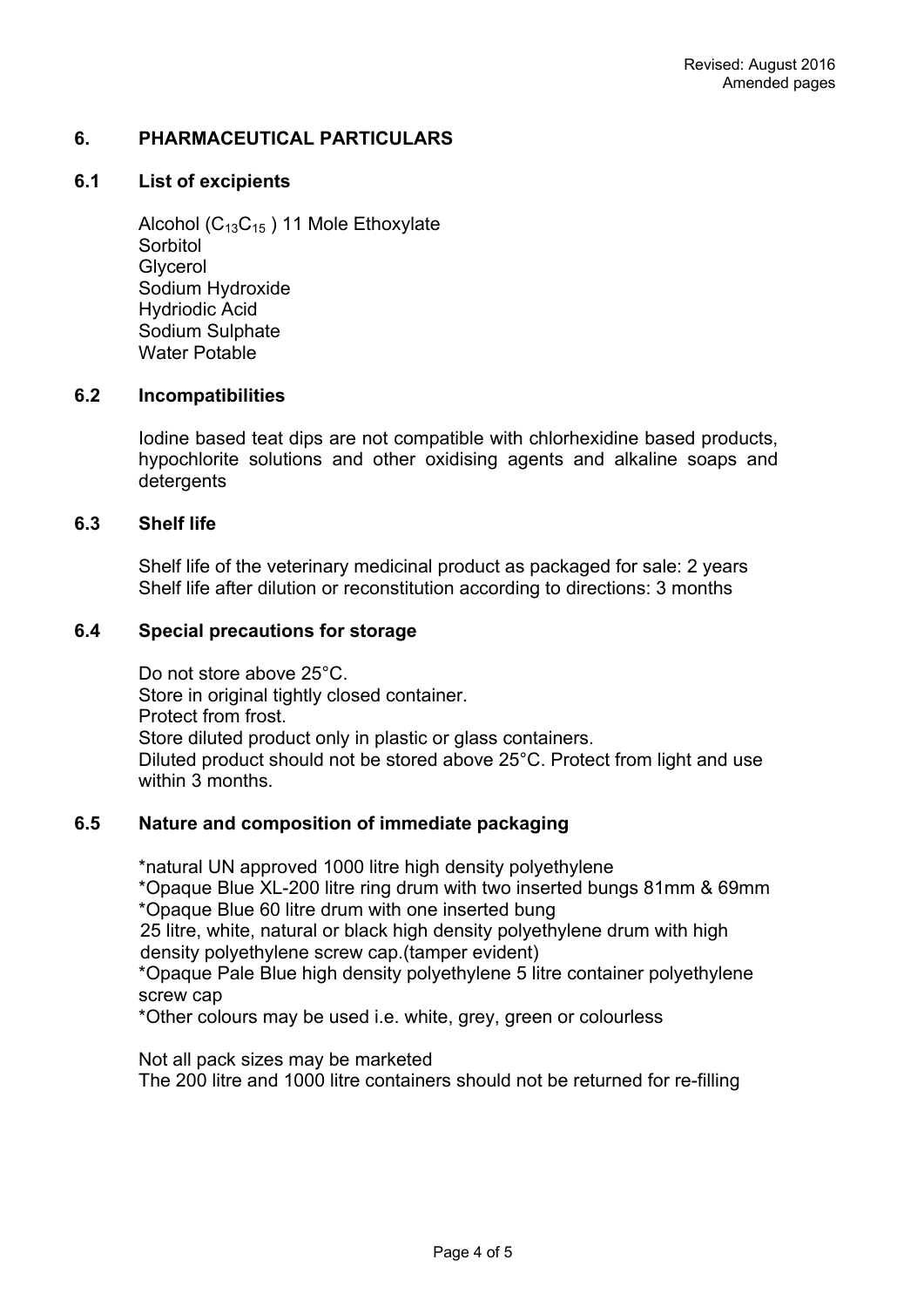Revised: August 2016
Amended pages

## 6. PHARMACEUTICAL PARTICULARS

### 6.1 List of excipients

Alcohol ($C_{13}C_{15}$ ) 11 Mole Ethoxylate
Sorbitol
Glycerol
Sodium Hydroxide
Hydriodic Acid
Sodium Sulphate
Water Potable

### 6.2 Incompatibilities

Iodine based teat dips are not compatible with chlorhexidine based products, hypochlorite solutions and other oxidising agents and alkaline soaps and detergents

### 6.3 Shelf life

Shelf life of the veterinary medicinal product as packaged for sale: 2 years
Shelf life after dilution or reconstitution according to directions: 3 months

### 6.4 Special precautions for storage

Do not store above 25°C.
Store in original tightly closed container.
Protect from frost.
Store diluted product only in plastic or glass containers.
Diluted product should not be stored above 25°C. Protect from light and use within 3 months.

### 6.5 Nature and composition of immediate packaging

*natural UN approved 1000 litre high density polyethylene
*Opaque Blue XL-200 litre ring drum with two inserted bungs 81mm & 69mm
*Opaque Blue 60 litre drum with one inserted bung
25 litre, white, natural or black high density polyethylene drum with high density polyethylene screw cap.(tamper evident)
*Opaque Pale Blue high density polyethylene 5 litre container polyethylene screw cap
*Other colours may be used i.e. white, grey, green or colourless

Not all pack sizes may be marketed
The 200 litre and 1000 litre containers should not be returned for re-filling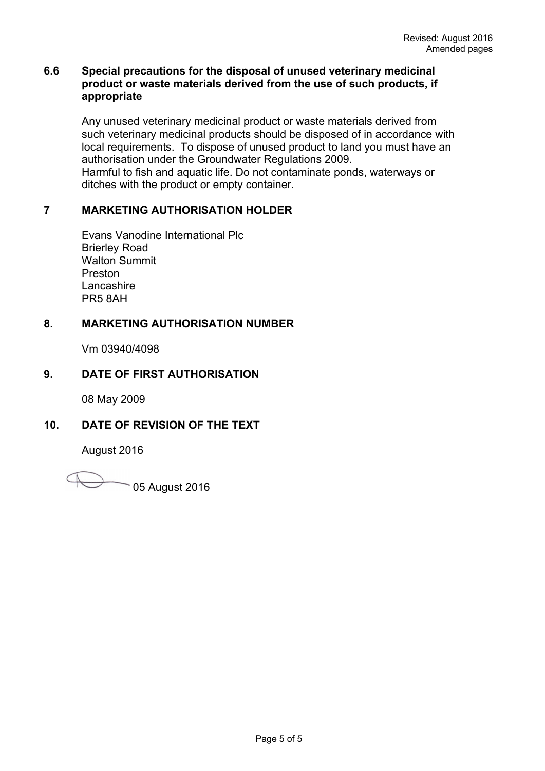Revised: August 2016
Amended pages

### 6.6 Special precautions for the disposal of unused veterinary medicinal product or waste materials derived from the use of such products, if appropriate

Any unused veterinary medicinal product or waste materials derived from such veterinary medicinal products should be disposed of in accordance with local requirements. To dispose of unused product to land you must have an authorisation under the Groundwater Regulations 2009.
Harmful to fish and aquatic life. Do not contaminate ponds, waterways or ditches with the product or empty container.

## 7 MARKETING AUTHORISATION HOLDER

Evans Vanodine International Plc
Brierley Road
Walton Summit
Preston
Lancashire
PR5 8AH

## 8. MARKETING AUTHORISATION NUMBER

Vm 03940/4098

## 9. DATE OF FIRST AUTHORISATION

08 May 2009

## 10. DATE OF REVISION OF THE TEXT

August 2016

05 August 2016